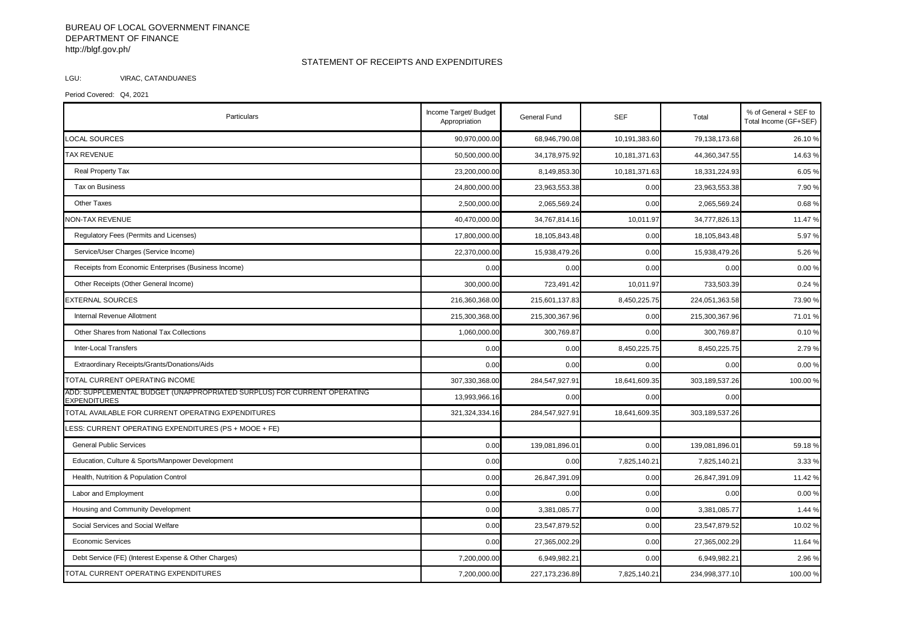BUREAU OF LOCAL GOVERNMENT FINANCE
DEPARTMENT OF FINANCE
http://blgf.gov.ph/

## STATEMENT OF RECEIPTS AND EXPENDITURES

LGU: VIRAC, CATANDUANES

Period Covered: Q4, 2021

| Particulars | Income Target/ Budget Appropriation | General Fund | SEF | Total | % of General + SEF to Total Income (GF+SEF) |
|---|---|---|---|---|---|
| LOCAL SOURCES | 90,970,000.00 | 68,946,790.08 | 10,191,383.60 | 79,138,173.68 | 26.10 % |
| TAX REVENUE | 50,500,000.00 | 34,178,975.92 | 10,181,371.63 | 44,360,347.55 | 14.63 % |
| Real Property Tax | 23,200,000.00 | 8,149,853.30 | 10,181,371.63 | 18,331,224.93 | 6.05 % |
| Tax on Business | 24,800,000.00 | 23,963,553.38 | 0.00 | 23,963,553.38 | 7.90 % |
| Other Taxes | 2,500,000.00 | 2,065,569.24 | 0.00 | 2,065,569.24 | 0.68 % |
| NON-TAX REVENUE | 40,470,000.00 | 34,767,814.16 | 10,011.97 | 34,777,826.13 | 11.47 % |
| Regulatory Fees (Permits and Licenses) | 17,800,000.00 | 18,105,843.48 | 0.00 | 18,105,843.48 | 5.97 % |
| Service/User Charges (Service Income) | 22,370,000.00 | 15,938,479.26 | 0.00 | 15,938,479.26 | 5.26 % |
| Receipts from Economic Enterprises (Business Income) | 0.00 | 0.00 | 0.00 | 0.00 | 0.00 % |
| Other Receipts (Other General Income) | 300,000.00 | 723,491.42 | 10,011.97 | 733,503.39 | 0.24 % |
| EXTERNAL SOURCES | 216,360,368.00 | 215,601,137.83 | 8,450,225.75 | 224,051,363.58 | 73.90 % |
| Internal Revenue Allotment | 215,300,368.00 | 215,300,367.96 | 0.00 | 215,300,367.96 | 71.01 % |
| Other Shares from National Tax Collections | 1,060,000.00 | 300,769.87 | 0.00 | 300,769.87 | 0.10 % |
| Inter-Local Transfers | 0.00 | 0.00 | 8,450,225.75 | 8,450,225.75 | 2.79 % |
| Extraordinary Receipts/Grants/Donations/Aids | 0.00 | 0.00 | 0.00 | 0.00 | 0.00 % |
| TOTAL CURRENT OPERATING INCOME | 307,330,368.00 | 284,547,927.91 | 18,641,609.35 | 303,189,537.26 | 100.00 % |
| ADD: SUPPLEMENTAL BUDGET (UNAPPROPRIATED SURPLUS) FOR CURRENT OPERATING EXPENDITURES | 13,993,966.16 | 0.00 | 0.00 | 0.00 | |
| TOTAL AVAILABLE FOR CURRENT OPERATING EXPENDITURES | 321,324,334.16 | 284,547,927.91 | 18,641,609.35 | 303,189,537.26 | |
| LESS: CURRENT OPERATING EXPENDITURES (PS + MOOE + FE) | | | | | |
| General Public Services | 0.00 | 139,081,896.01 | 0.00 | 139,081,896.01 | 59.18 % |
| Education, Culture & Sports/Manpower Development | 0.00 | 0.00 | 7,825,140.21 | 7,825,140.21 | 3.33 % |
| Health, Nutrition & Population Control | 0.00 | 26,847,391.09 | 0.00 | 26,847,391.09 | 11.42 % |
| Labor and Employment | 0.00 | 0.00 | 0.00 | 0.00 | 0.00 % |
| Housing and Community Development | 0.00 | 3,381,085.77 | 0.00 | 3,381,085.77 | 1.44 % |
| Social Services and Social Welfare | 0.00 | 23,547,879.52 | 0.00 | 23,547,879.52 | 10.02 % |
| Economic Services | 0.00 | 27,365,002.29 | 0.00 | 27,365,002.29 | 11.64 % |
| Debt Service (FE) (Interest Expense & Other Charges) | 7,200,000.00 | 6,949,982.21 | 0.00 | 6,949,982.21 | 2.96 % |
| TOTAL CURRENT OPERATING EXPENDITURES | 7,200,000.00 | 227,173,236.89 | 7,825,140.21 | 234,998,377.10 | 100.00 % |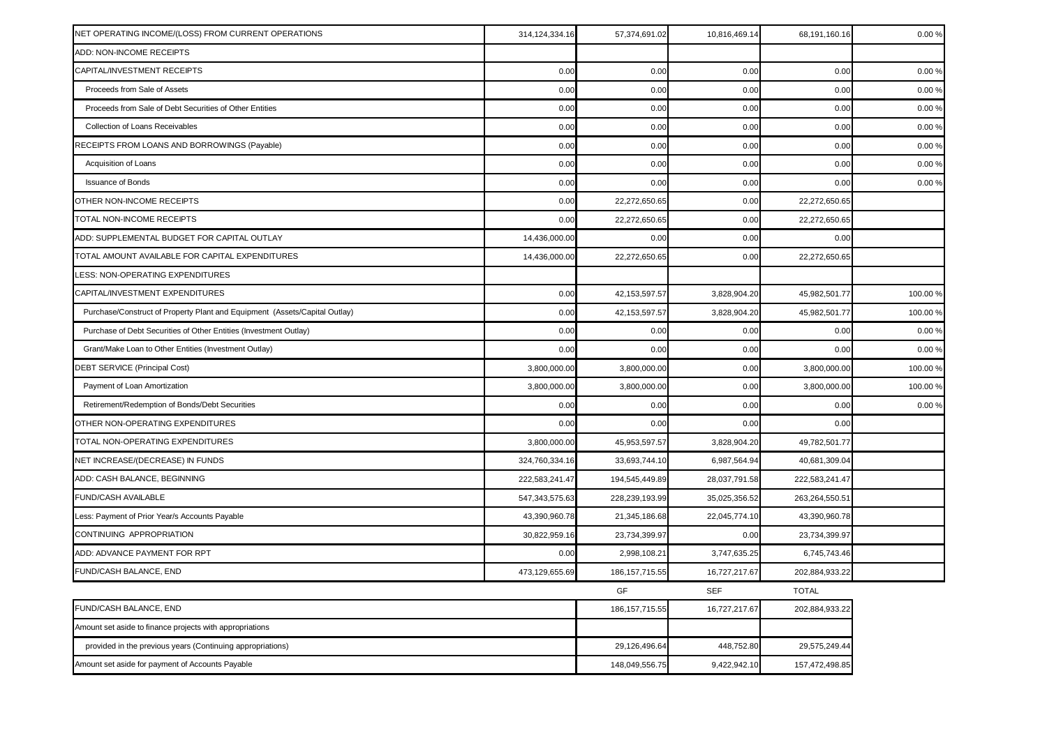| | | | | | |
|---|---|---|---|---|---|
| NET OPERATING INCOME/(LOSS) FROM CURRENT OPERATIONS | 314,124,334.16 | 57,374,691.02 | 10,816,469.14 | 68,191,160.16 | 0.00 % |
| ADD: NON-INCOME RECEIPTS | | | | | |
| CAPITAL/INVESTMENT RECEIPTS | 0.00 | 0.00 | 0.00 | 0.00 | 0.00 % |
| Proceeds from Sale of Assets | 0.00 | 0.00 | 0.00 | 0.00 | 0.00 % |
| Proceeds from Sale of Debt Securities of Other Entities | 0.00 | 0.00 | 0.00 | 0.00 | 0.00 % |
| Collection of Loans Receivables | 0.00 | 0.00 | 0.00 | 0.00 | 0.00 % |
| RECEIPTS FROM LOANS AND BORROWINGS (Payable) | 0.00 | 0.00 | 0.00 | 0.00 | 0.00 % |
| Acquisition of Loans | 0.00 | 0.00 | 0.00 | 0.00 | 0.00 % |
| Issuance of Bonds | 0.00 | 0.00 | 0.00 | 0.00 | 0.00 % |
| OTHER NON-INCOME RECEIPTS | 0.00 | 22,272,650.65 | 0.00 | 22,272,650.65 | |
| TOTAL NON-INCOME RECEIPTS | 0.00 | 22,272,650.65 | 0.00 | 22,272,650.65 | |
| ADD: SUPPLEMENTAL BUDGET FOR CAPITAL OUTLAY | 14,436,000.00 | 0.00 | 0.00 | 0.00 | |
| TOTAL AMOUNT AVAILABLE FOR CAPITAL EXPENDITURES | 14,436,000.00 | 22,272,650.65 | 0.00 | 22,272,650.65 | |
| LESS: NON-OPERATING EXPENDITURES | | | | | |
| CAPITAL/INVESTMENT EXPENDITURES | 0.00 | 42,153,597.57 | 3,828,904.20 | 45,982,501.77 | 100.00 % |
| Purchase/Construct of Property Plant and Equipment (Assets/Capital Outlay) | 0.00 | 42,153,597.57 | 3,828,904.20 | 45,982,501.77 | 100.00 % |
| Purchase of Debt Securities of Other Entities (Investment Outlay) | 0.00 | 0.00 | 0.00 | 0.00 | 0.00 % |
| Grant/Make Loan to Other Entities (Investment Outlay) | 0.00 | 0.00 | 0.00 | 0.00 | 0.00 % |
| DEBT SERVICE (Principal Cost) | 3,800,000.00 | 3,800,000.00 | 0.00 | 3,800,000.00 | 100.00 % |
| Payment of Loan Amortization | 3,800,000.00 | 3,800,000.00 | 0.00 | 3,800,000.00 | 100.00 % |
| Retirement/Redemption of Bonds/Debt Securities | 0.00 | 0.00 | 0.00 | 0.00 | 0.00 % |
| OTHER NON-OPERATING EXPENDITURES | 0.00 | 0.00 | 0.00 | 0.00 | |
| TOTAL NON-OPERATING EXPENDITURES | 3,800,000.00 | 45,953,597.57 | 3,828,904.20 | 49,782,501.77 | |
| NET INCREASE/(DECREASE) IN FUNDS | 324,760,334.16 | 33,693,744.10 | 6,987,564.94 | 40,681,309.04 | |
| ADD: CASH BALANCE, BEGINNING | 222,583,241.47 | 194,545,449.89 | 28,037,791.58 | 222,583,241.47 | |
| FUND/CASH AVAILABLE | 547,343,575.63 | 228,239,193.99 | 35,025,356.52 | 263,264,550.51 | |
| Less: Payment of Prior Year/s Accounts Payable | 43,390,960.78 | 21,345,186.68 | 22,045,774.10 | 43,390,960.78 | |
| CONTINUING APPROPRIATION | 30,822,959.16 | 23,734,399.97 | 0.00 | 23,734,399.97 | |
| ADD: ADVANCE PAYMENT FOR RPT | 0.00 | 2,998,108.21 | 3,747,635.25 | 6,745,743.46 | |
| FUND/CASH BALANCE, END | 473,129,655.69 | 186,157,715.55 | 16,727,217.67 | 202,884,933.22 | |

| | GF | SEF | TOTAL |
|---|---|---|---|
| FUND/CASH BALANCE, END | 186,157,715.55 | 16,727,217.67 | 202,884,933.22 |
| Amount set aside to finance projects with appropriations | | | |
| provided in the previous years (Continuing appropriations) | 29,126,496.64 | 448,752.80 | 29,575,249.44 |
| Amount set aside for payment of Accounts Payable | 148,049,556.75 | 9,422,942.10 | 157,472,498.85 |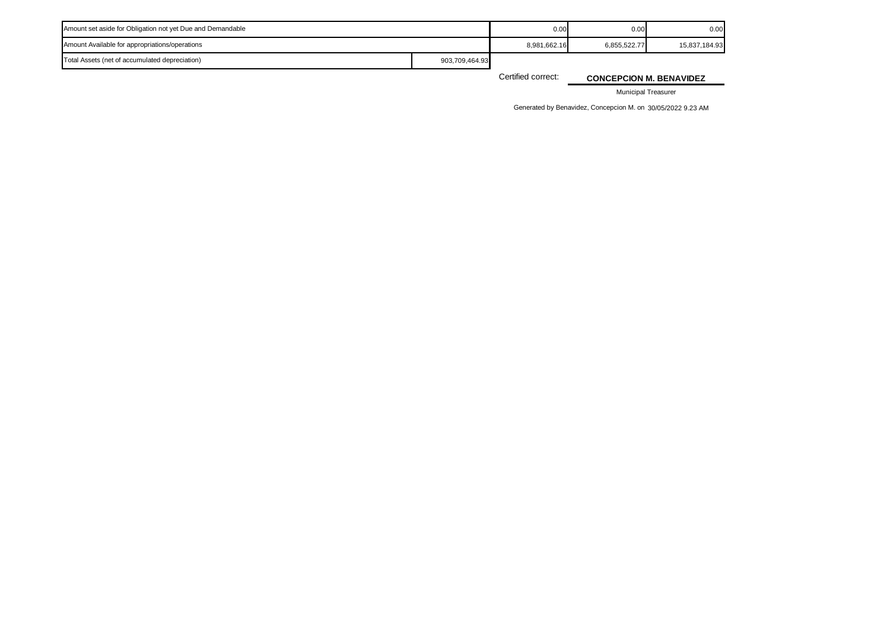| | | | | |
|---|---|---|---|---|
| Amount set aside for Obligation not yet Due and Demandable | | 0.00 | 0.00 | 0.00 |
| Amount Available for appropriations/operations | | 8,981,662.16 | 6,855,522.77 | 15,837,184.93 |
| Total Assets (net of accumulated depreciation) | 903,709,464.93 | | | |

Certified correct: **CONCEPCION M. BENAVIDEZ**

Municipal Treasurer

Generated by Benavidez, Concepcion M. on 30/05/2022 9.23 AM